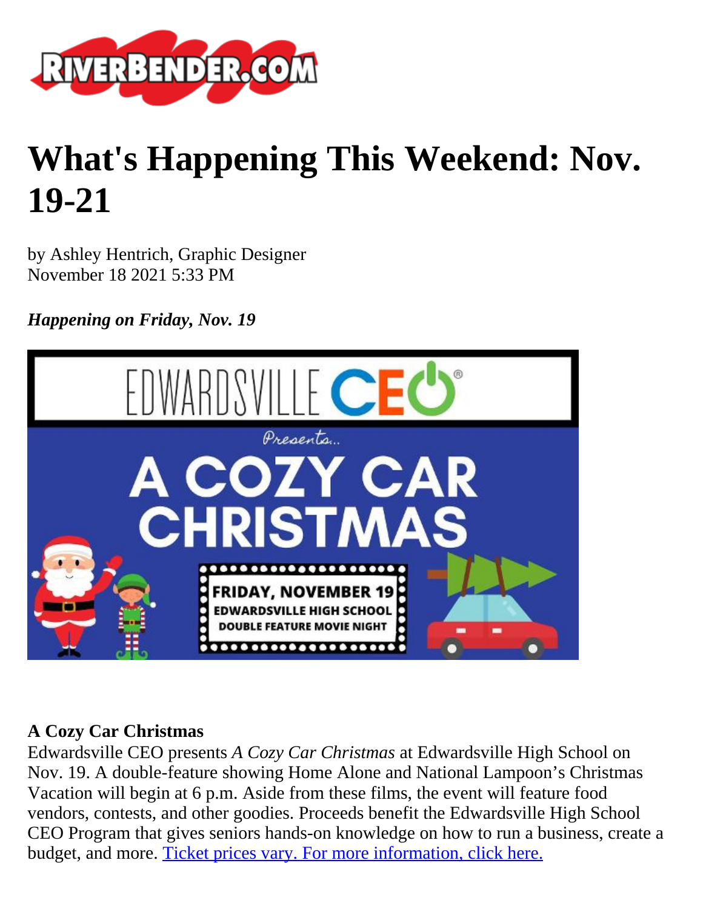# What's Happening This Weekend: Nov. 19-21

by Ashley Hentrich, Graphic Designer
November 18 2021 5:33 PM

***Happening on Friday, Nov. 19***

**A Cozy Car Christmas**
Edwardsville CEO presents *A Cozy Car Christmas* at Edwardsville High School on Nov. 19. A double-feature showing Home Alone and National Lampoon's Christmas Vacation will begin at 6 p.m. Aside from these films, the event will feature food vendors, contests, and other goodies. Proceeds benefit the Edwardsville High School CEO Program that gives seniors hands-on knowledge on how to run a business, create a budget, and more. [Ticket prices vary. For more information, click here.]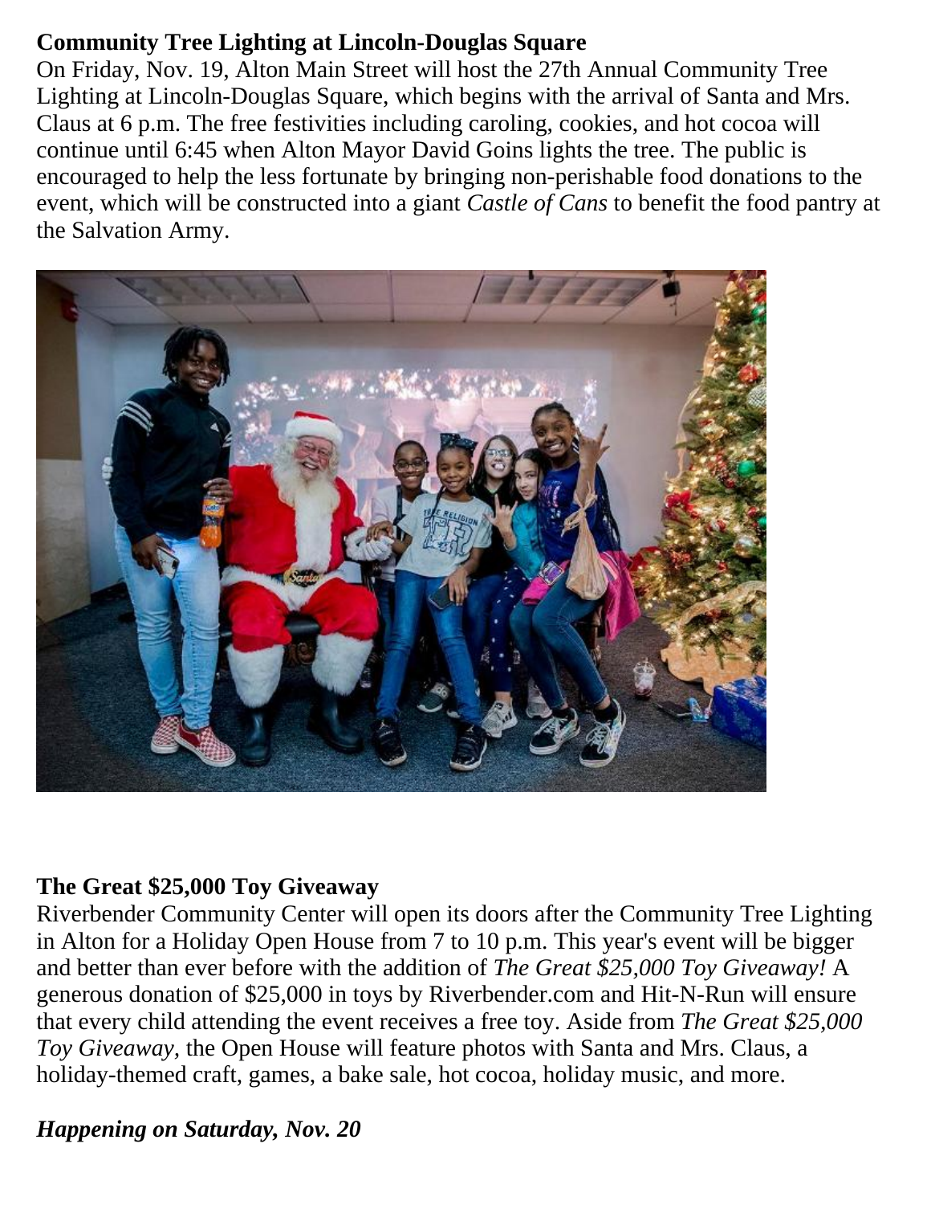**Community Tree Lighting at Lincoln-Douglas Square**

On Friday, Nov. 19, Alton Main Street will host the 27th Annual Community Tree Lighting at Lincoln-Douglas Square, which begins with the arrival of Santa and Mrs. Claus at 6 p.m. The free festivities including caroling, cookies, and hot cocoa will continue until 6:45 when Alton Mayor David Goins lights the tree. The public is encouraged to help the less fortunate by bringing non-perishable food donations to the event, which will be constructed into a giant *Castle of Cans* to benefit the food pantry at the Salvation Army.

**The Great $25,000 Toy Giveaway**

Riverbender Community Center will open its doors after the Community Tree Lighting in Alton for a Holiday Open House from 7 to 10 p.m. This year's event will be bigger and better than ever before with the addition of *The Great $25,000 Toy Giveaway!* A generous donation of $25,000 in toys by Riverbender.com and Hit-N-Run will ensure that every child attending the event receives a free toy. Aside from *The Great $25,000 Toy Giveaway*, the Open House will feature photos with Santa and Mrs. Claus, a holiday-themed craft, games, a bake sale, hot cocoa, holiday music, and more.

***Happening on Saturday, Nov. 20***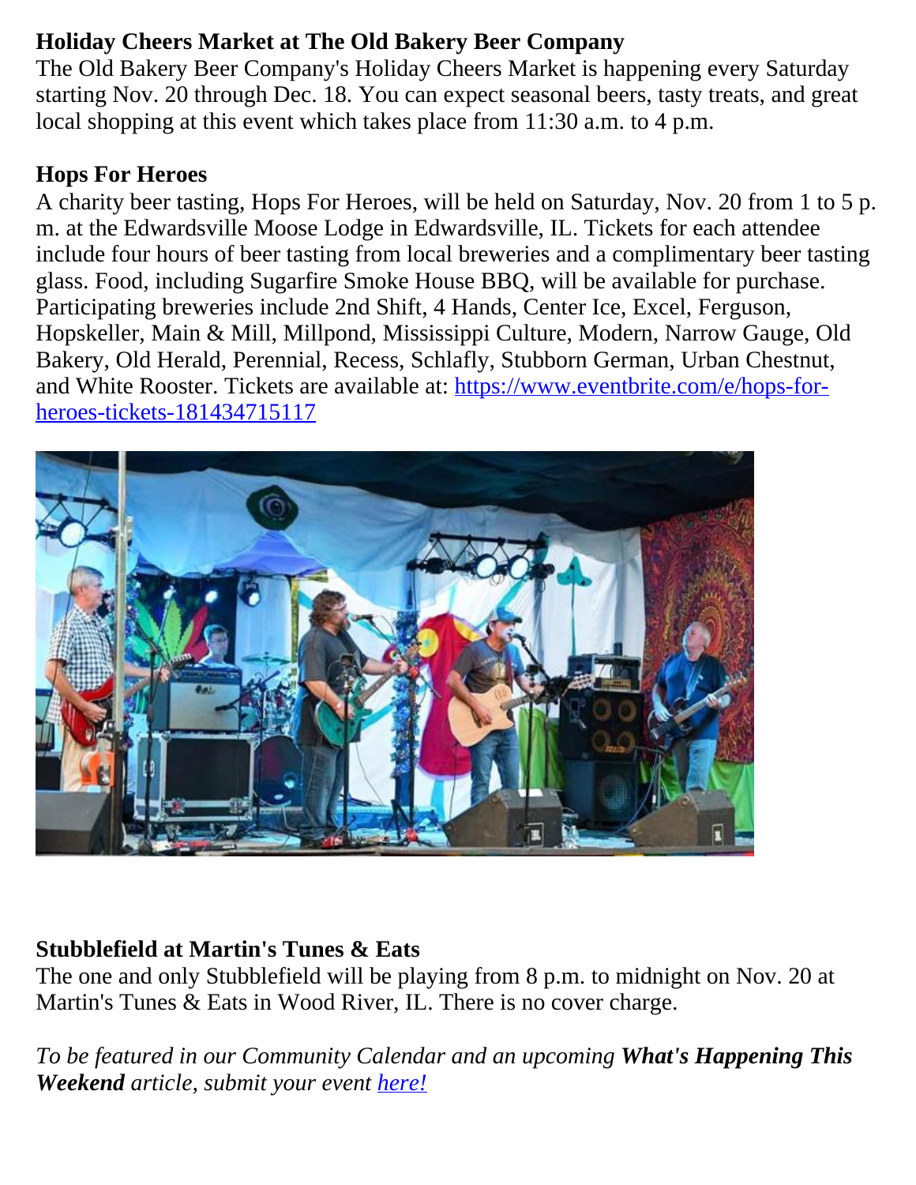**Holiday Cheers Market at The Old Bakery Beer Company**

The Old Bakery Beer Company's Holiday Cheers Market is happening every Saturday starting Nov. 20 through Dec. 18. You can expect seasonal beers, tasty treats, and great local shopping at this event which takes place from 11:30 a.m. to 4 p.m.

**Hops For Heroes**

A charity beer tasting, Hops For Heroes, will be held on Saturday, Nov. 20 from 1 to 5 p.m. at the Edwardsville Moose Lodge in Edwardsville, IL. Tickets for each attendee include four hours of beer tasting from local breweries and a complimentary beer tasting glass. Food, including Sugarfire Smoke House BBQ, will be available for purchase. Participating breweries include 2nd Shift, 4 Hands, Center Ice, Excel, Ferguson, Hopskeller, Main & Mill, Millpond, Mississippi Culture, Modern, Narrow Gauge, Old Bakery, Old Herald, Perennial, Recess, Schlafly, Stubborn German, Urban Chestnut, and White Rooster. Tickets are available at: [https://www.eventbrite.com/e/hops-for-heroes-tickets-181434715117](https://www.eventbrite.com/e/hops-for-heroes-tickets-181434715117)

**Stubblefield at Martin's Tunes & Eats**

The one and only Stubblefield will be playing from 8 p.m. to midnight on Nov. 20 at Martin's Tunes & Eats in Wood River, IL. There is no cover charge.

*To be featured in our Community Calendar and an upcoming **What's Happening This Weekend** article, submit your event [here!](#)*